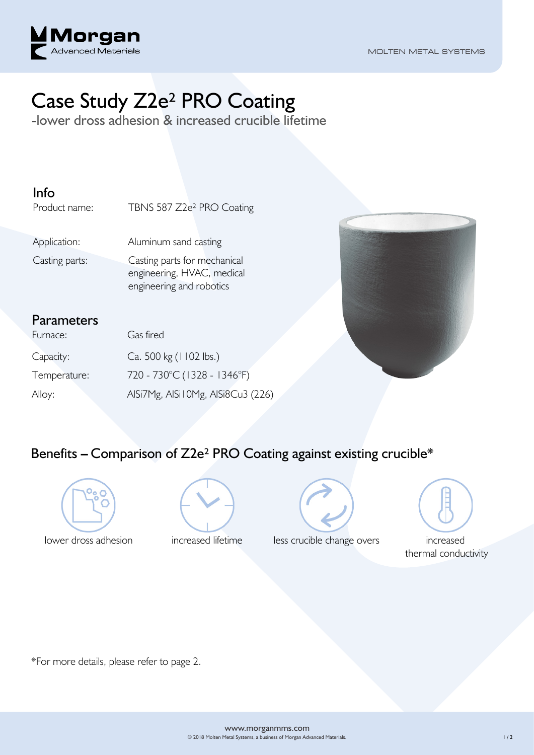# Case Study Z2e² PRO Coating

-lower dross adhesion & increased crucible lifetime

## Info

| | |
|---|---|
| Product name: | TBNS 587 Z2e² PRO Coating |
| Application: | Aluminum sand casting |
| Casting parts: | Casting parts for mechanical engineering, HVAC, medical engineering and robotics |

## Parameters

| | |
|---|---|
| Furnace: | Gas fired |
| Capacity: | Ca. 500 kg (1102 lbs.) |
| Temperature: | 720 - 730°C (1328 - 1346°F) |
| Alloy: | AlSi7Mg, AlSi10Mg, AlSi8Cu3 (226) |

## Benefits – Comparison of Z2e² PRO Coating against existing crucible*

- lower dross adhesion
- increased lifetime
- less crucible change overs
- increased thermal conductivity

*For more details, please refer to page 2.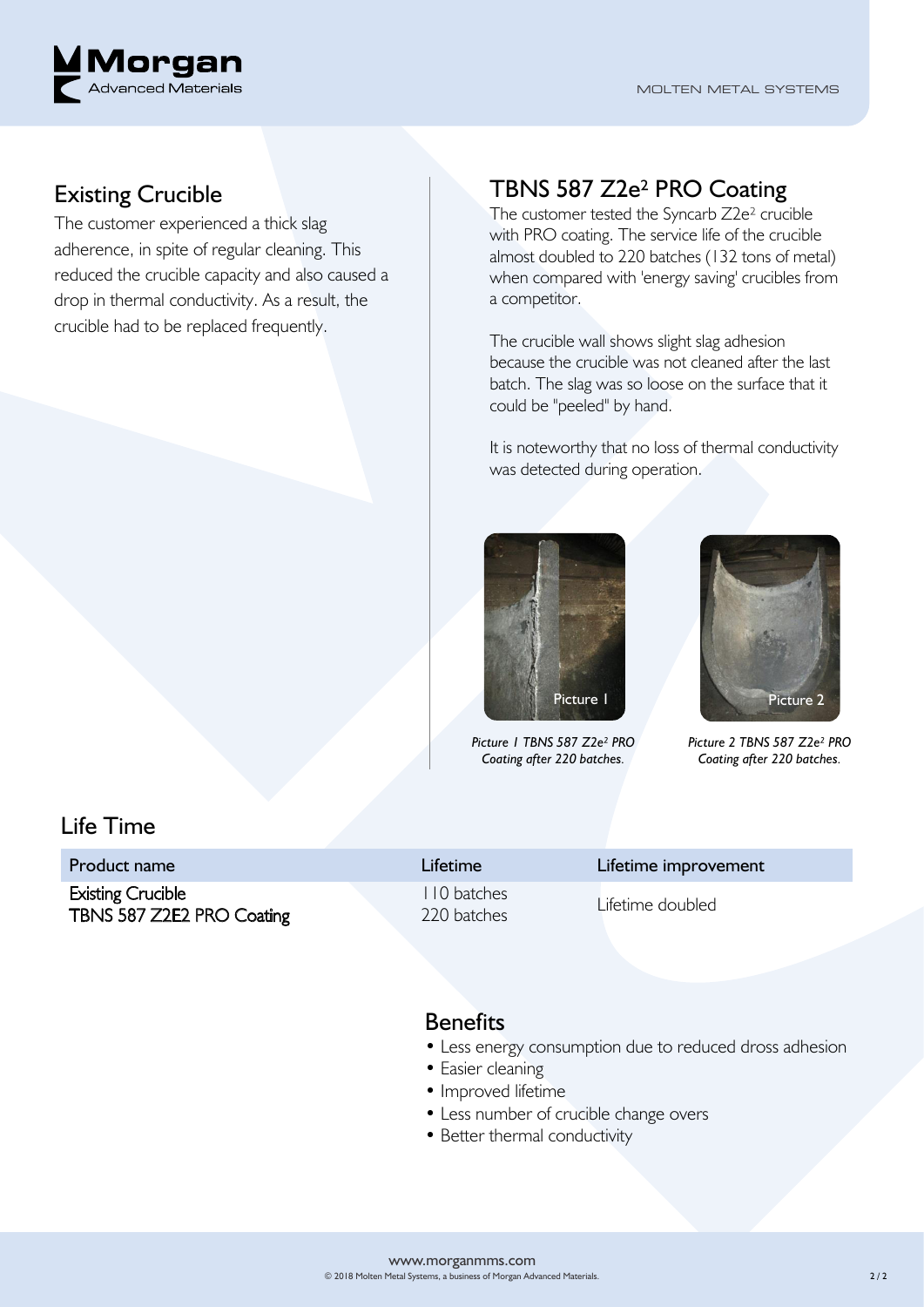## Existing Crucible

The customer experienced a thick slag adherence, in spite of regular cleaning. This reduced the crucible capacity and also caused a drop in thermal conductivity. As a result, the crucible had to be replaced frequently.

## TBNS 587 Z2e$^2$ PRO Coating

The customer tested the Syncarb Z2e$^2$ crucible with PRO coating. The service life of the crucible almost doubled to 220 batches (132 tons of metal) when compared with 'energy saving' crucibles from a competitor.

The crucible wall shows slight slag adhesion because the crucible was not cleaned after the last batch. The slag was so loose on the surface that it could be "peeled" by hand.

It is noteworthy that no loss of thermal conductivity was detected during operation.

Picture 1

*Picture 1 TBNS 587 Z2e$^2$ PRO Coating after 220 batches.*

Picture 2

*Picture 2 TBNS 587 Z2e$^2$ PRO Coating after 220 batches.*

## Life Time

| Product name | Lifetime | Lifetime improvement |
|---|---|---|
| Existing Crucible | 110 batches | Lifetime doubled |
| TBNS 587 Z2E2 PRO Coating | 220 batches | |

## Benefits

- Less energy consumption due to reduced dross adhesion
- Easier cleaning
- Improved lifetime
- Less number of crucible change overs
- Better thermal conductivity

www.morganmms.com

© 2018 Molten Metal Systems, a business of Morgan Advanced Materials.